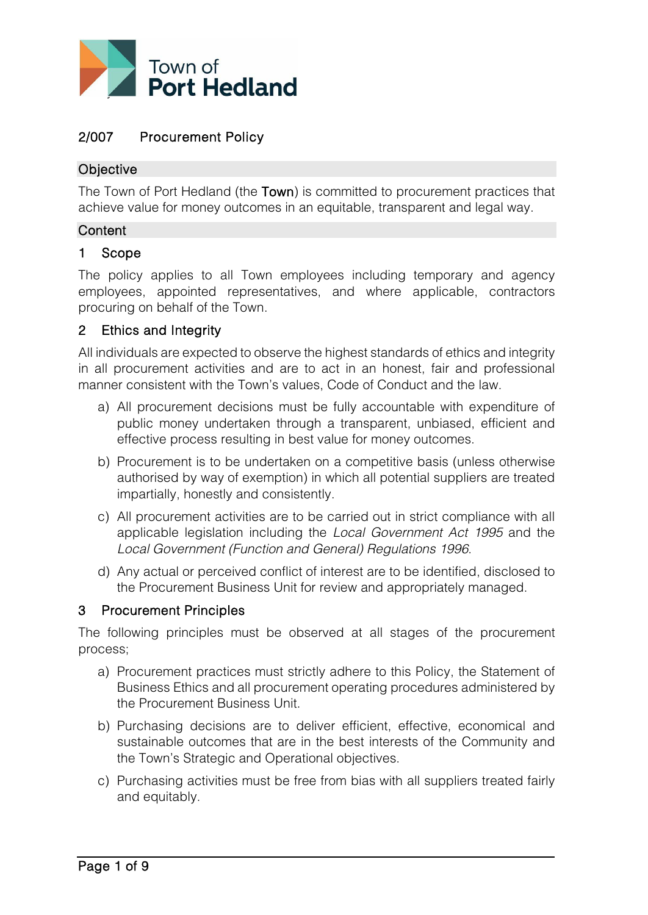Town of **Port Hedland**

# 2/007 Procurement Policy

## Objective

The Town of Port Hedland (the **Town**) is committed to procurement practices that achieve value for money outcomes in an equitable, transparent and legal way.

## Content

### 1 Scope

The policy applies to all Town employees including temporary and agency employees, appointed representatives, and where applicable, contractors procuring on behalf of the Town.

### 2 Ethics and Integrity

All individuals are expected to observe the highest standards of ethics and integrity in all procurement activities and are to act in an honest, fair and professional manner consistent with the Town's values, Code of Conduct and the law.

a) All procurement decisions must be fully accountable with expenditure of public money undertaken through a transparent, unbiased, efficient and effective process resulting in best value for money outcomes.

b) Procurement is to be undertaken on a competitive basis (unless otherwise authorised by way of exemption) in which all potential suppliers are treated impartially, honestly and consistently.

c) All procurement activities are to be carried out in strict compliance with all applicable legislation including the *Local Government Act 1995* and the *Local Government (Function and General) Regulations 1996*.

d) Any actual or perceived conflict of interest are to be identified, disclosed to the Procurement Business Unit for review and appropriately managed.

### 3 Procurement Principles

The following principles must be observed at all stages of the procurement process;

a) Procurement practices must strictly adhere to this Policy, the Statement of Business Ethics and all procurement operating procedures administered by the Procurement Business Unit.

b) Purchasing decisions are to deliver efficient, effective, economical and sustainable outcomes that are in the best interests of the Community and the Town's Strategic and Operational objectives.

c) Purchasing activities must be free from bias with all suppliers treated fairly and equitably.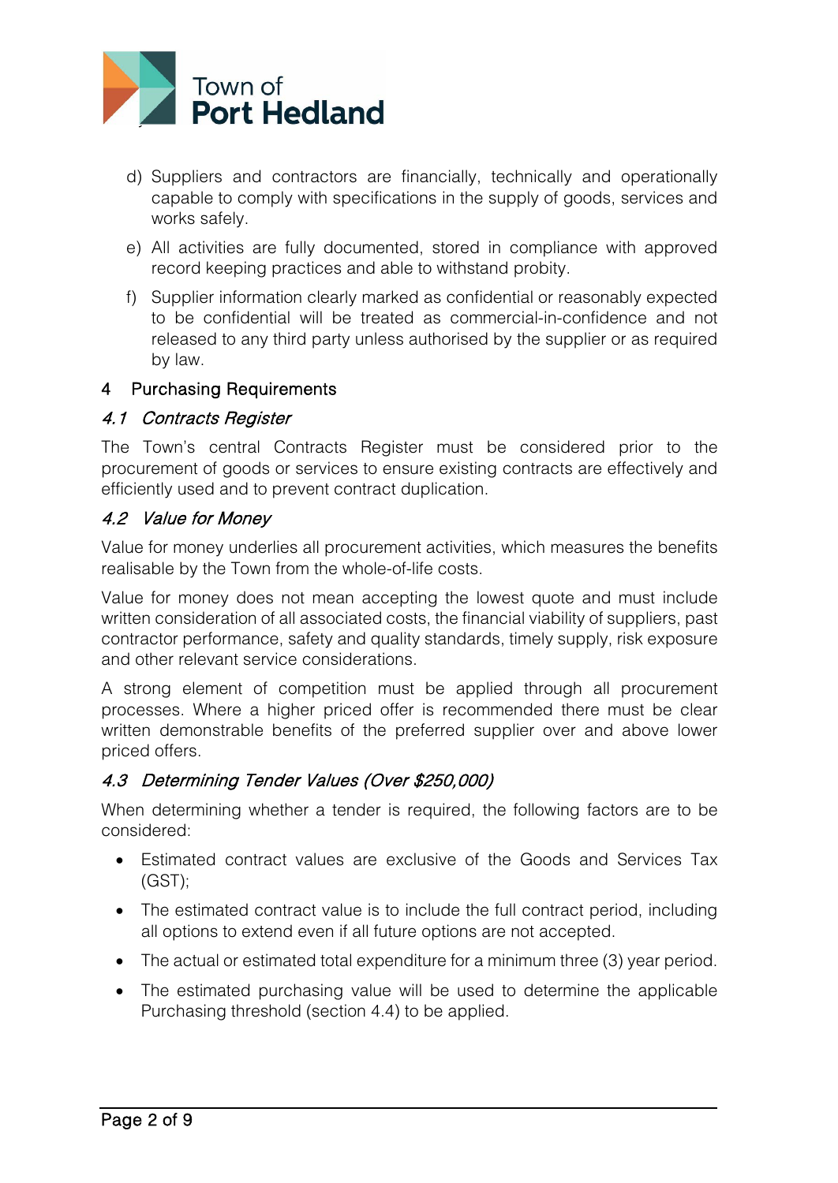d) Suppliers and contractors are financially, technically and operationally capable to comply with specifications in the supply of goods, services and works safely.

e) All activities are fully documented, stored in compliance with approved record keeping practices and able to withstand probity.

f) Supplier information clearly marked as confidential or reasonably expected to be confidential will be treated as commercial-in-confidence and not released to any third party unless authorised by the supplier or as required by law.

## 4 Purchasing Requirements

### *4.1 Contracts Register*

The Town's central Contracts Register must be considered prior to the procurement of goods or services to ensure existing contracts are effectively and efficiently used and to prevent contract duplication.

### *4.2 Value for Money*

Value for money underlies all procurement activities, which measures the benefits realisable by the Town from the whole-of-life costs.

Value for money does not mean accepting the lowest quote and must include written consideration of all associated costs, the financial viability of suppliers, past contractor performance, safety and quality standards, timely supply, risk exposure and other relevant service considerations.

A strong element of competition must be applied through all procurement processes. Where a higher priced offer is recommended there must be clear written demonstrable benefits of the preferred supplier over and above lower priced offers.

### *4.3 Determining Tender Values (Over $250,000)*

When determining whether a tender is required, the following factors are to be considered:

- Estimated contract values are exclusive of the Goods and Services Tax (GST);
- The estimated contract value is to include the full contract period, including all options to extend even if all future options are not accepted.
- The actual or estimated total expenditure for a minimum three (3) year period.
- The estimated purchasing value will be used to determine the applicable Purchasing threshold (section 4.4) to be applied.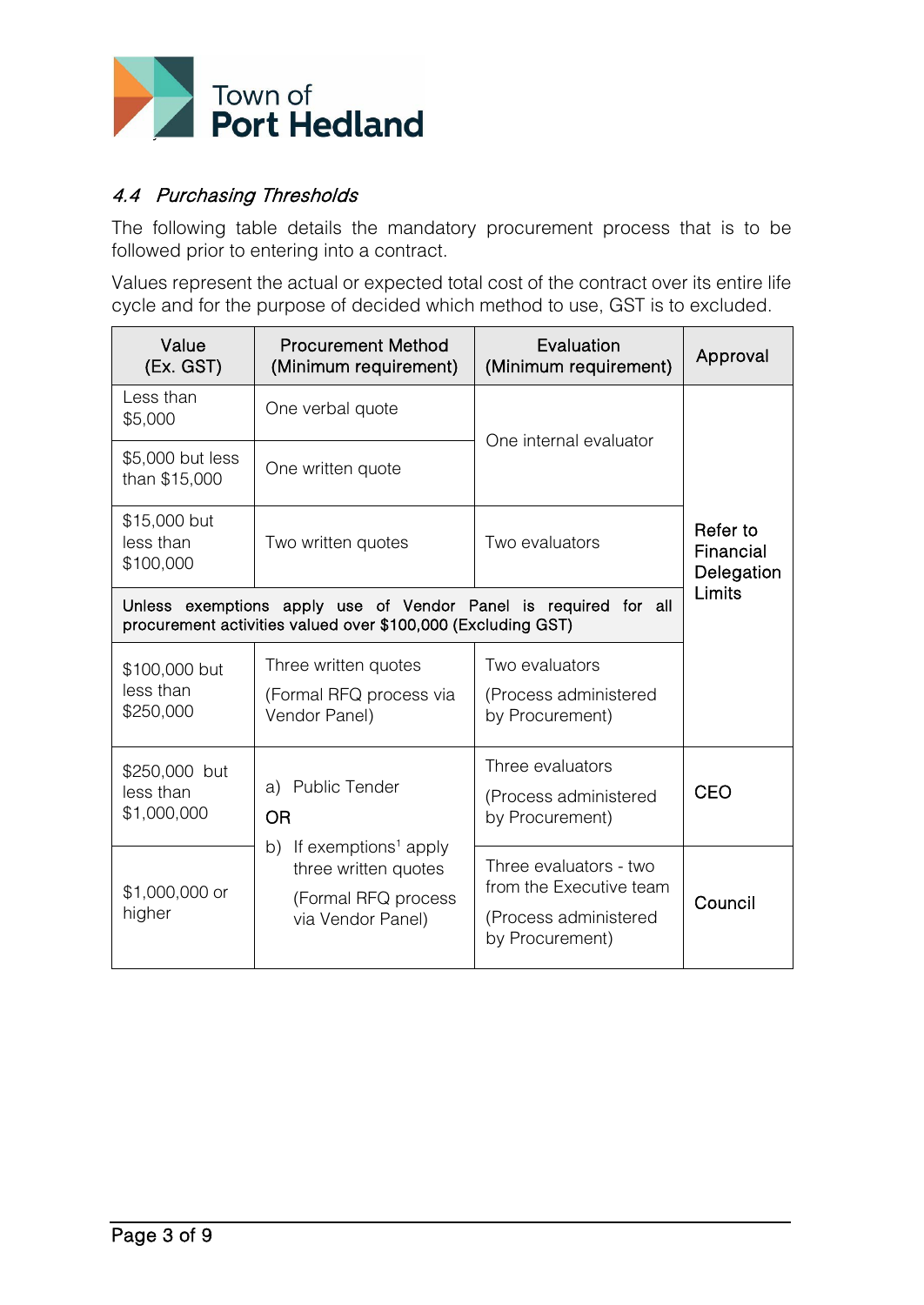### *4.4 Purchasing Thresholds*

The following table details the mandatory procurement process that is to be followed prior to entering into a contract.

Values represent the actual or expected total cost of the contract over its entire life cycle and for the purpose of decided which method to use, GST is to excluded.

| Value (Ex. GST) | Procurement Method (Minimum requirement) | Evaluation (Minimum requirement) | Approval |
|---|---|---|---|
| Less than $5,000 | One verbal quote | One internal evaluator | Refer to Financial Delegation Limits |
| $5,000 but less than $15,000 | One written quote | | |
| $15,000 but less than $100,000 | Two written quotes | Two evaluators | |
| Unless exemptions apply use of Vendor Panel is required for all procurement activities valued over $100,000 (Excluding GST) | | | |
| $100,000 but less than $250,000 | Three written quotes (Formal RFQ process via Vendor Panel) | Two evaluators (Process administered by Procurement) | |
| $250,000 but less than $1,000,000 | a) Public Tender OR b) If exemptions[1] apply three written quotes (Formal RFQ process via Vendor Panel) | Three evaluators (Process administered by Procurement) | CEO |
| $1,000,000 or higher | | Three evaluators - two from the Executive team (Process administered by Procurement) | Council |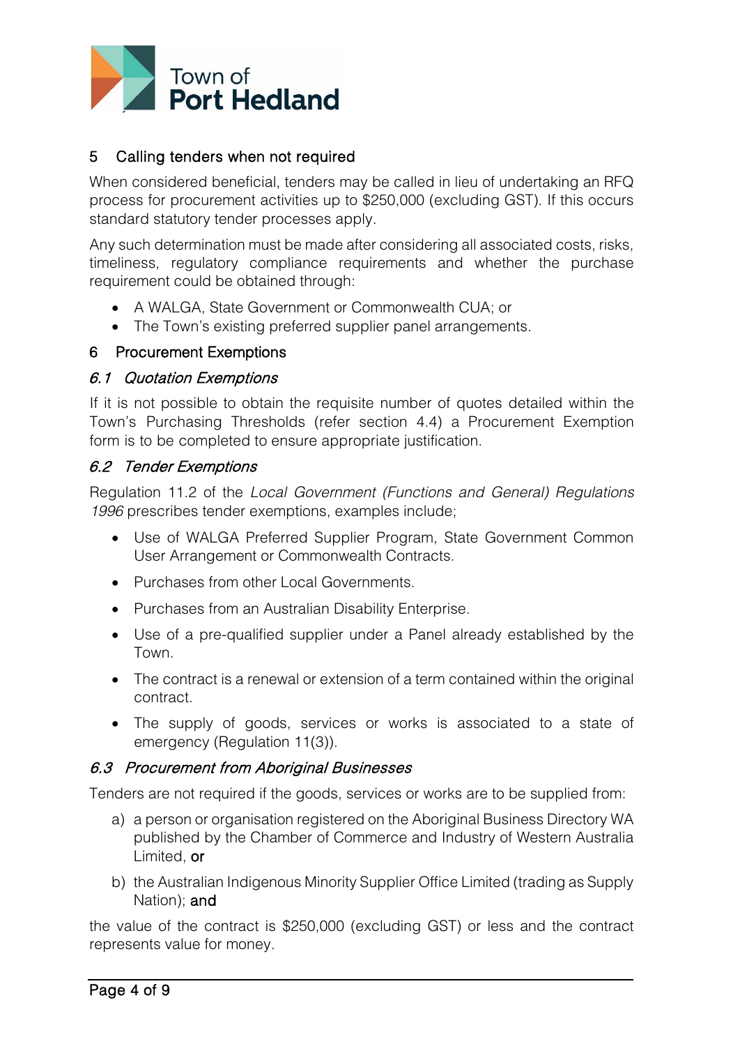## 5 Calling tenders when not required

When considered beneficial, tenders may be called in lieu of undertaking an RFQ process for procurement activities up to $250,000 (excluding GST). If this occurs standard statutory tender processes apply.

Any such determination must be made after considering all associated costs, risks, timeliness, regulatory compliance requirements and whether the purchase requirement could be obtained through:

- A WALGA, State Government or Commonwealth CUA; or
- The Town's existing preferred supplier panel arrangements.

## 6 Procurement Exemptions

### *6.1 Quotation Exemptions*

If it is not possible to obtain the requisite number of quotes detailed within the Town's Purchasing Thresholds (refer section 4.4) a Procurement Exemption form is to be completed to ensure appropriate justification.

### *6.2 Tender Exemptions*

Regulation 11.2 of the *Local Government (Functions and General) Regulations 1996* prescribes tender exemptions, examples include;

- Use of WALGA Preferred Supplier Program, State Government Common User Arrangement or Commonwealth Contracts.
- Purchases from other Local Governments.
- Purchases from an Australian Disability Enterprise.
- Use of a pre-qualified supplier under a Panel already established by the Town.
- The contract is a renewal or extension of a term contained within the original contract.
- The supply of goods, services or works is associated to a state of emergency (Regulation 11(3)).

### *6.3 Procurement from Aboriginal Businesses*

Tenders are not required if the goods, services or works are to be supplied from:

a) a person or organisation registered on the Aboriginal Business Directory WA published by the Chamber of Commerce and Industry of Western Australia Limited, **or**

b) the Australian Indigenous Minority Supplier Office Limited (trading as Supply Nation); **and**

the value of the contract is $250,000 (excluding GST) or less and the contract represents value for money.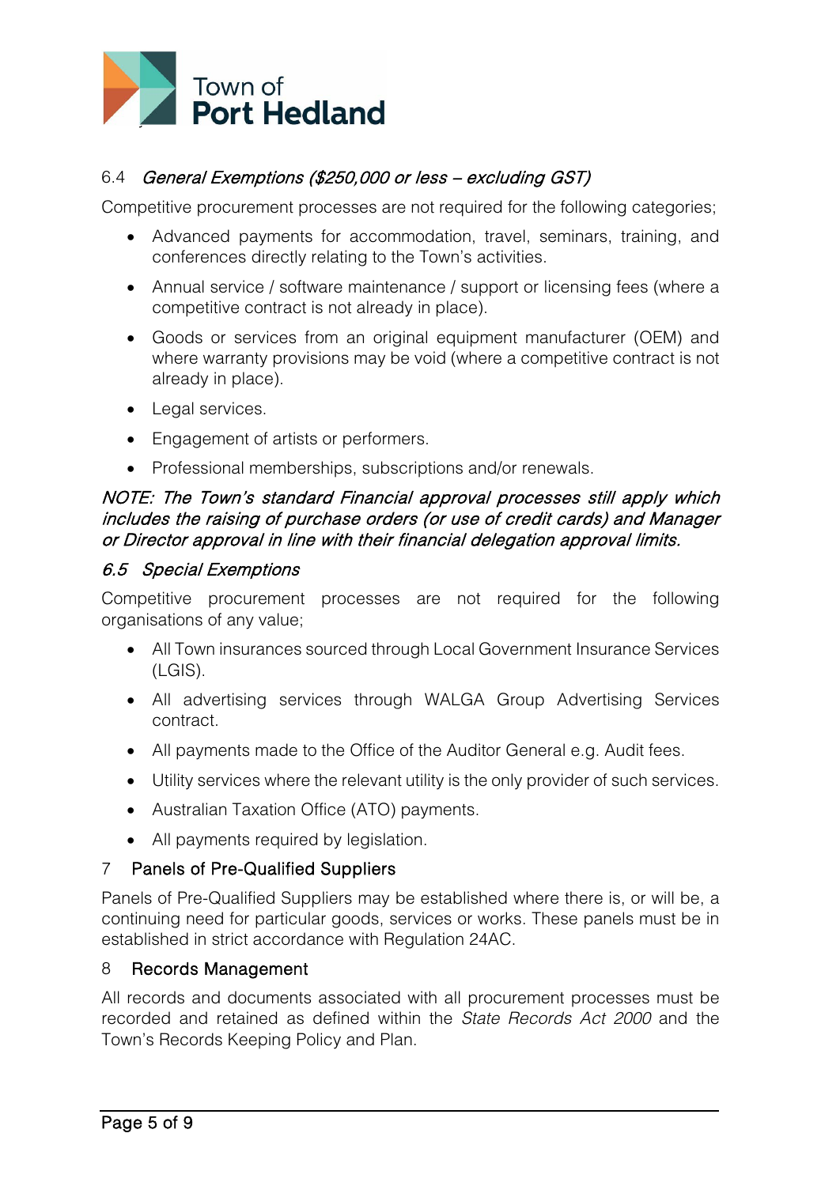### 6.4 *General Exemptions ($250,000 or less – excluding GST)*

Competitive procurement processes are not required for the following categories;

- Advanced payments for accommodation, travel, seminars, training, and conferences directly relating to the Town's activities.
- Annual service / software maintenance / support or licensing fees (where a competitive contract is not already in place).
- Goods or services from an original equipment manufacturer (OEM) and where warranty provisions may be void (where a competitive contract is not already in place).
- Legal services.
- Engagement of artists or performers.
- Professional memberships, subscriptions and/or renewals.

***NOTE: The Town's standard Financial approval processes still apply which includes the raising of purchase orders (or use of credit cards) and Manager or Director approval in line with their financial delegation approval limits.***

### *6.5 Special Exemptions*

Competitive procurement processes are not required for the following organisations of any value;

- All Town insurances sourced through Local Government Insurance Services (LGIS).
- All advertising services through WALGA Group Advertising Services contract.
- All payments made to the Office of the Auditor General e.g. Audit fees.
- Utility services where the relevant utility is the only provider of such services.
- Australian Taxation Office (ATO) payments.
- All payments required by legislation.

## 7 Panels of Pre-Qualified Suppliers

Panels of Pre-Qualified Suppliers may be established where there is, or will be, a continuing need for particular goods, services or works. These panels must be in established in strict accordance with Regulation 24AC.

## 8 Records Management

All records and documents associated with all procurement processes must be recorded and retained as defined within the *State Records Act 2000* and the Town's Records Keeping Policy and Plan.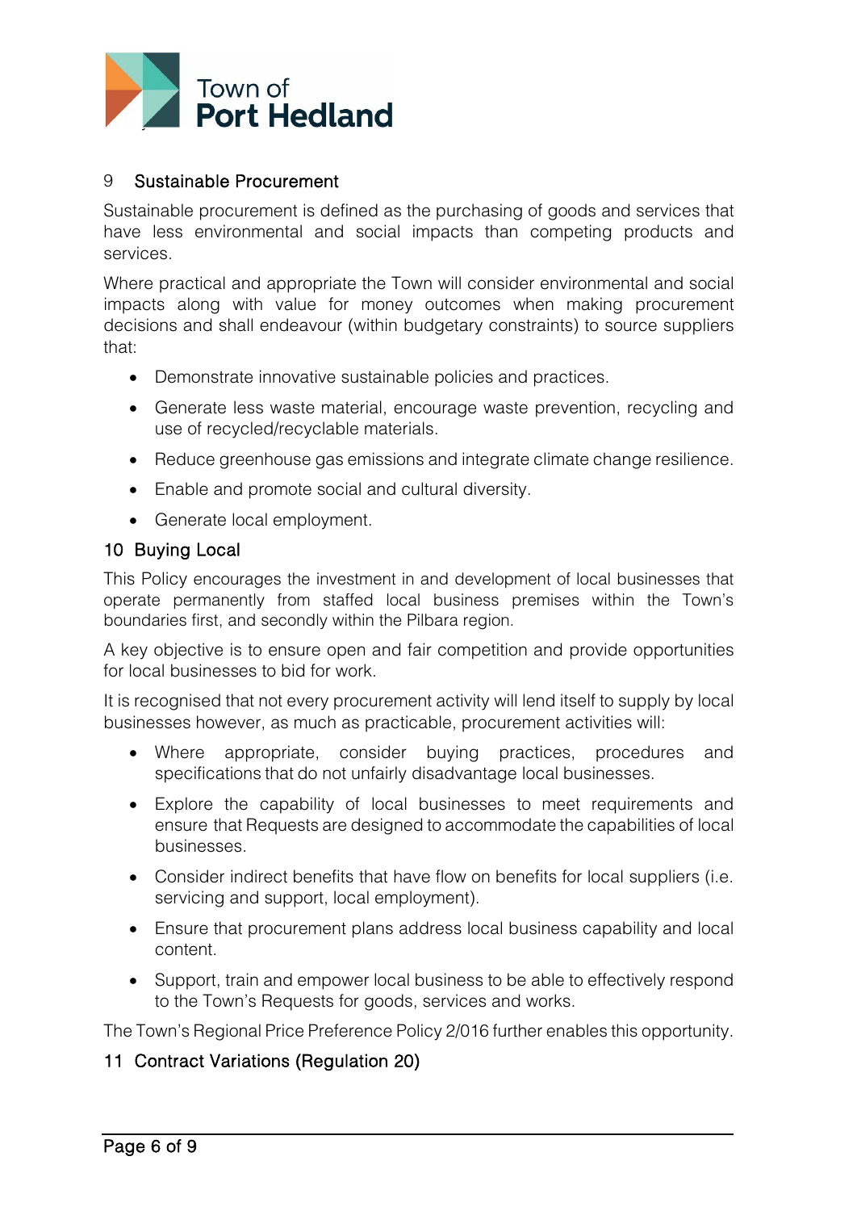## 9 Sustainable Procurement

Sustainable procurement is defined as the purchasing of goods and services that have less environmental and social impacts than competing products and services.

Where practical and appropriate the Town will consider environmental and social impacts along with value for money outcomes when making procurement decisions and shall endeavour (within budgetary constraints) to source suppliers that:

- Demonstrate innovative sustainable policies and practices.
- Generate less waste material, encourage waste prevention, recycling and use of recycled/recyclable materials.
- Reduce greenhouse gas emissions and integrate climate change resilience.
- Enable and promote social and cultural diversity.
- Generate local employment.

## 10 Buying Local

This Policy encourages the investment in and development of local businesses that operate permanently from staffed local business premises within the Town's boundaries first, and secondly within the Pilbara region.

A key objective is to ensure open and fair competition and provide opportunities for local businesses to bid for work.

It is recognised that not every procurement activity will lend itself to supply by local businesses however, as much as practicable, procurement activities will:

- Where appropriate, consider buying practices, procedures and specifications that do not unfairly disadvantage local businesses.
- Explore the capability of local businesses to meet requirements and ensure that Requests are designed to accommodate the capabilities of local businesses.
- Consider indirect benefits that have flow on benefits for local suppliers (i.e. servicing and support, local employment).
- Ensure that procurement plans address local business capability and local content.
- Support, train and empower local business to be able to effectively respond to the Town's Requests for goods, services and works.

The Town's Regional Price Preference Policy 2/016 further enables this opportunity.

## 11 Contract Variations (Regulation 20)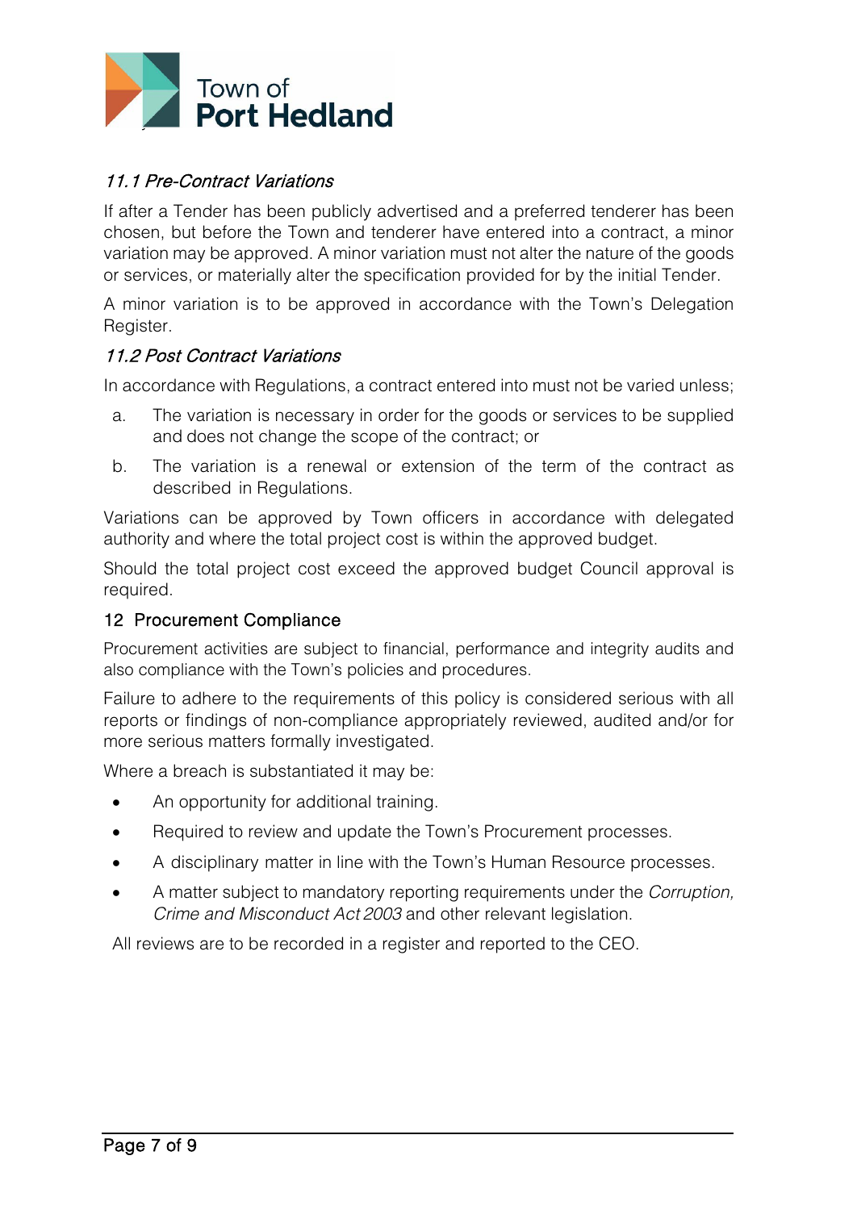### *11.1 Pre-Contract Variations*

If after a Tender has been publicly advertised and a preferred tenderer has been chosen, but before the Town and tenderer have entered into a contract, a minor variation may be approved. A minor variation must not alter the nature of the goods or services, or materially alter the specification provided for by the initial Tender.

A minor variation is to be approved in accordance with the Town's Delegation Register.

### *11.2 Post Contract Variations*

In accordance with Regulations, a contract entered into must not be varied unless;

a. The variation is necessary in order for the goods or services to be supplied and does not change the scope of the contract; or

b. The variation is a renewal or extension of the term of the contract as described in Regulations.

Variations can be approved by Town officers in accordance with delegated authority and where the total project cost is within the approved budget.

Should the total project cost exceed the approved budget Council approval is required.

## 12 Procurement Compliance

Procurement activities are subject to financial, performance and integrity audits and also compliance with the Town's policies and procedures.

Failure to adhere to the requirements of this policy is considered serious with all reports or findings of non-compliance appropriately reviewed, audited and/or for more serious matters formally investigated.

Where a breach is substantiated it may be:

- An opportunity for additional training.
- Required to review and update the Town's Procurement processes.
- A disciplinary matter in line with the Town's Human Resource processes.
- A matter subject to mandatory reporting requirements under the *Corruption, Crime and Misconduct Act 2003* and other relevant legislation.

All reviews are to be recorded in a register and reported to the CEO.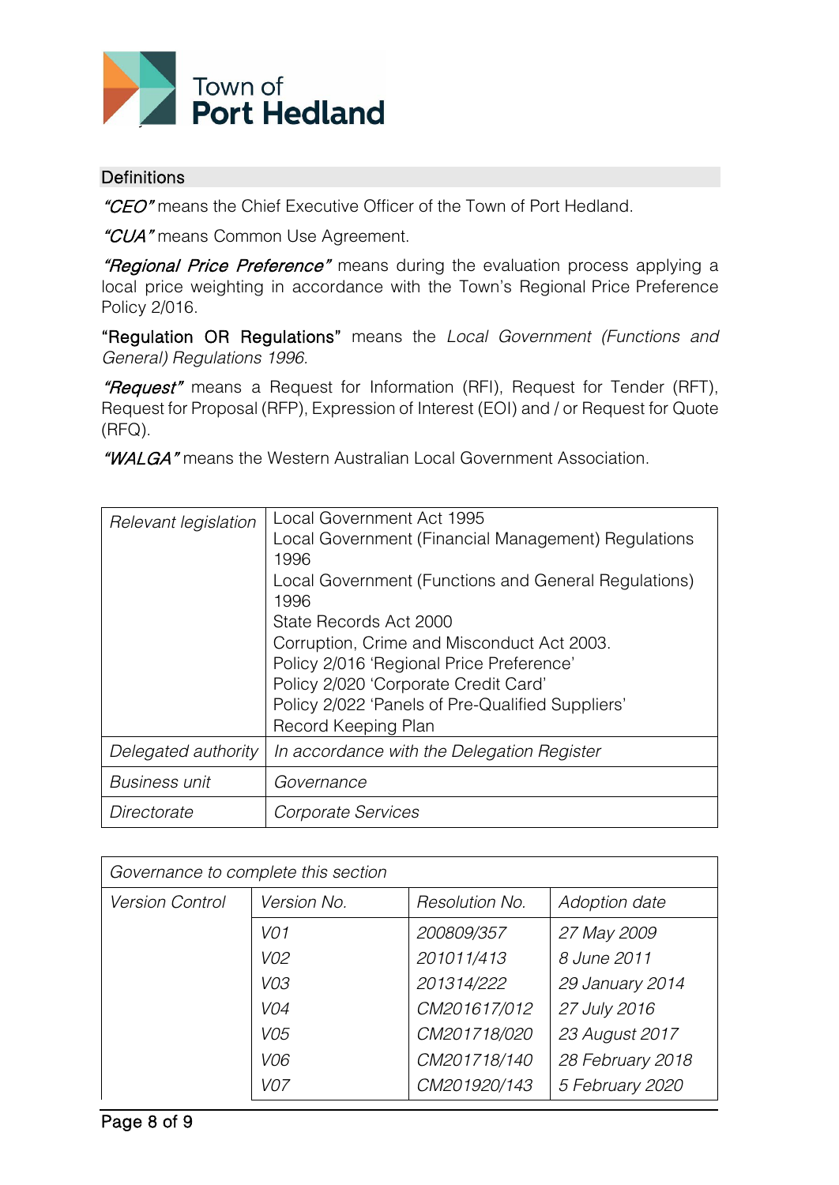Town of **Port Hedland**

## Definitions

*"CEO"* means the Chief Executive Officer of the Town of Port Hedland.

*"CUA"* means Common Use Agreement.

*"Regional Price Preference"* means during the evaluation process applying a local price weighting in accordance with the Town's Regional Price Preference Policy 2/016.

"Regulation OR Regulations" means the *Local Government (Functions and General) Regulations 1996*.

*"Request"* means a Request for Information (RFI), Request for Tender (RFT), Request for Proposal (RFP), Expression of Interest (EOI) and / or Request for Quote (RFQ).

*"WALGA"* means the Western Australian Local Government Association.

| | |
|---|---|
| *Relevant legislation* | Local Government Act 1995<br>Local Government (Financial Management) Regulations 1996<br>Local Government (Functions and General Regulations) 1996<br>State Records Act 2000<br>Corruption, Crime and Misconduct Act 2003.<br>Policy 2/016 'Regional Price Preference'<br>Policy 2/020 'Corporate Credit Card'<br>Policy 2/022 'Panels of Pre-Qualified Suppliers'<br>Record Keeping Plan |
| *Delegated authority* | *In accordance with the Delegation Register* |
| *Business unit* | *Governance* |
| *Directorate* | *Corporate Services* |

| *Governance to complete this section* | | | |
|---|---|---|---|
| *Version Control* | *Version No.* | *Resolution No.* | *Adoption date* |
| | *V01* | *200809/357* | *27 May 2009* |
| | *V02* | *201011/413* | *8 June 2011* |
| | *V03* | *201314/222* | *29 January 2014* |
| | *V04* | *CM201617/012* | *27 July 2016* |
| | *V05* | *CM201718/020* | *23 August 2017* |
| | *V06* | *CM201718/140* | *28 February 2018* |
| | *V07* | *CM201920/143* | *5 February 2020* |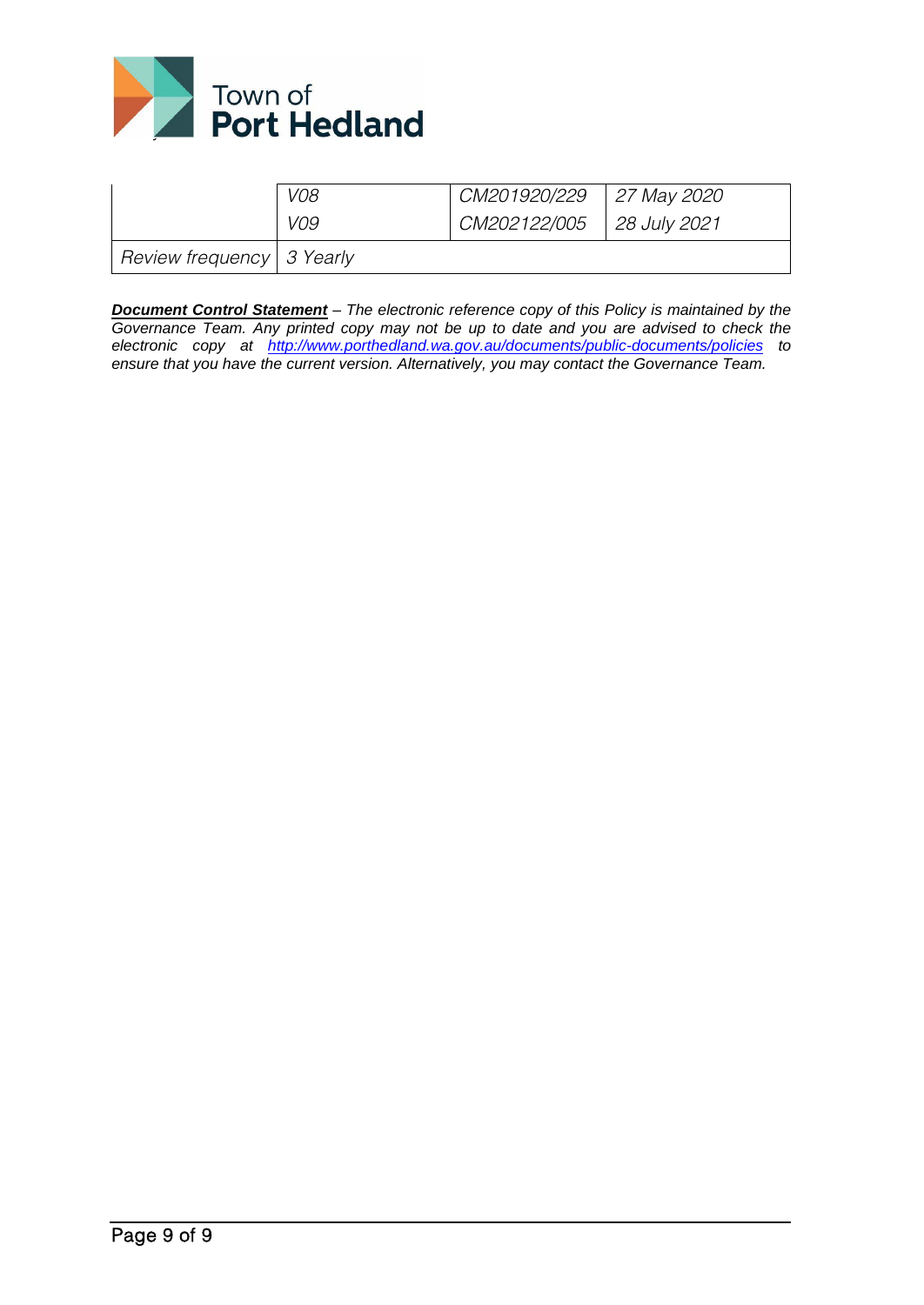| | | | |
|---|---|---|---|
| | *V08* | *CM201920/229* | *27 May 2020* |
| | *V09* | *CM202122/005* | *28 July 2021* |
| *Review frequency* | *3 Yearly* | | |

***Document Control Statement*** *– The electronic reference copy of this Policy is maintained by the Governance Team. Any printed copy may not be up to date and you are advised to check the electronic copy at [http://www.porthedland.wa.gov.au/documents/public-documents/policies](http://www.porthedland.wa.gov.au/documents/public-documents/policies) to ensure that you have the current version. Alternatively, you may contact the Governance Team.*